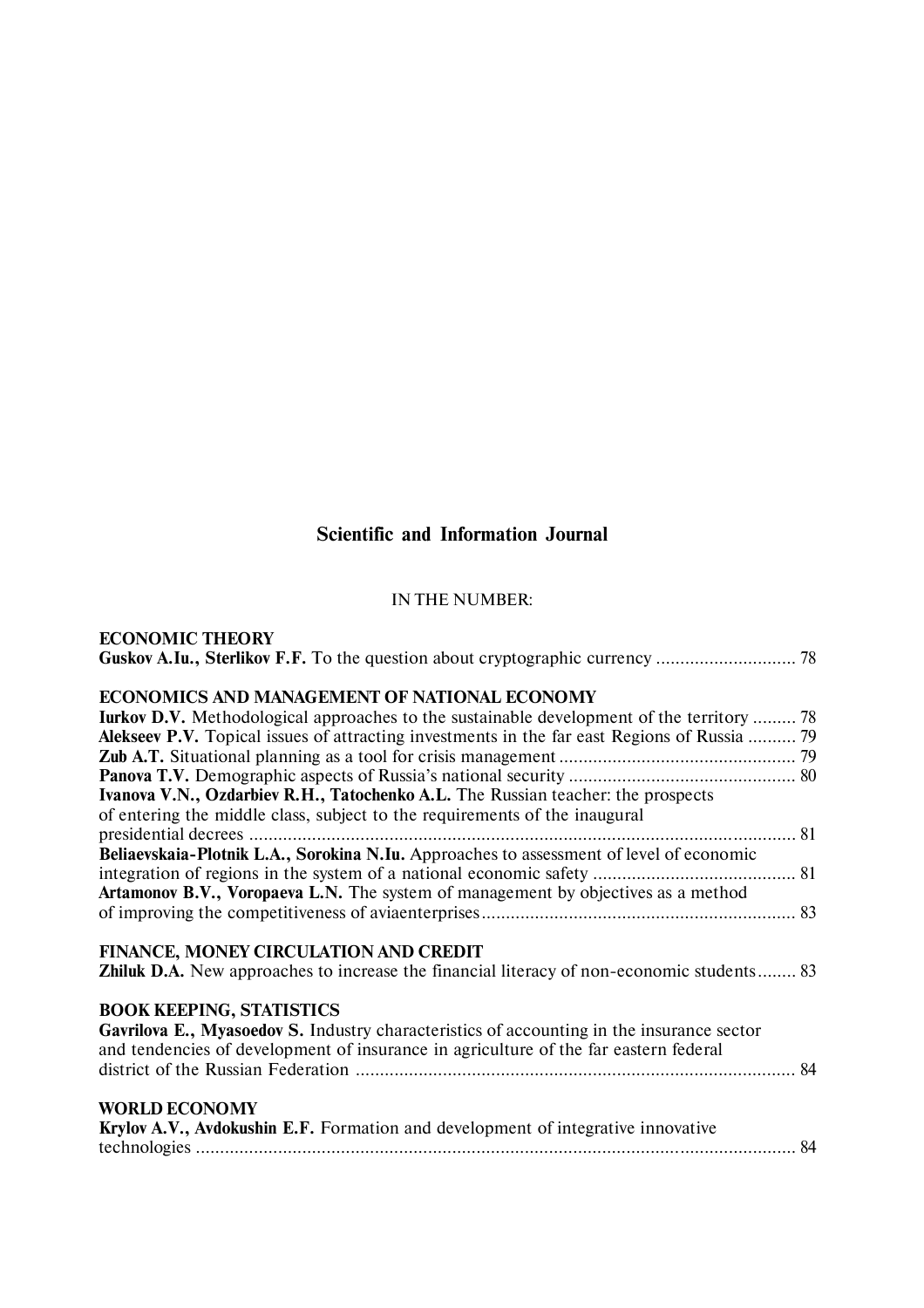# Scientific and Information Journal

IN THE NUMBER:

**ECONOMIC THEORY**

**Guskov A.Iu., Sterlikov F.F.** To the question about cryptographic currency ............................. 78

**ECONOMICS AND MANAGEMENT OF NATIONAL ECONOMY**

**Iurkov D.V.** Methodological approaches to the sustainable development of the territory ......... 78

**Alekseev P.V.** Topical issues of attracting investments in the far east Regions of Russia .......... 79

**Zub A.T.** Situational planning as a tool for crisis management ................................................ 79

**Panova T.V.** Demographic aspects of Russia's national security ............................................... 80

**Ivanova V.N., Ozdarbiev R.H., Tatochenko A.L.** The Russian teacher: the prospects of entering the middle class, subject to the requirements of the inaugural presidential decrees ................................................................................................................. 81

**Beliaevskaia-Plotnik L.A., Sorokina N.Iu.** Approaches to assessment of level of economic integration of regions in the system of a national economic safety .......................................... 81

**Artamonov B.V., Voropaeva L.N.** The system of management by objectives as a method of improving the competitiveness of aviaenterprises................................................................. 83

**FINANCE, MONEY CIRCULATION AND CREDIT**

**Zhiluk D.A.** New approaches to increase the financial literacy of non-economic students........ 83

**BOOK KEEPING, STATISTICS**

**Gavrilova E., Myasoedov S.** Industry characteristics of accounting in the insurance sector and tendencies of development of insurance in agriculture of the far eastern federal district of the Russian Federation ........................................................................................... 84

**WORLD ECONOMY**

**Krylov A.V., Avdokushin E.F.** Formation and development of integrative innovative technologies ............................................................................................................................ 84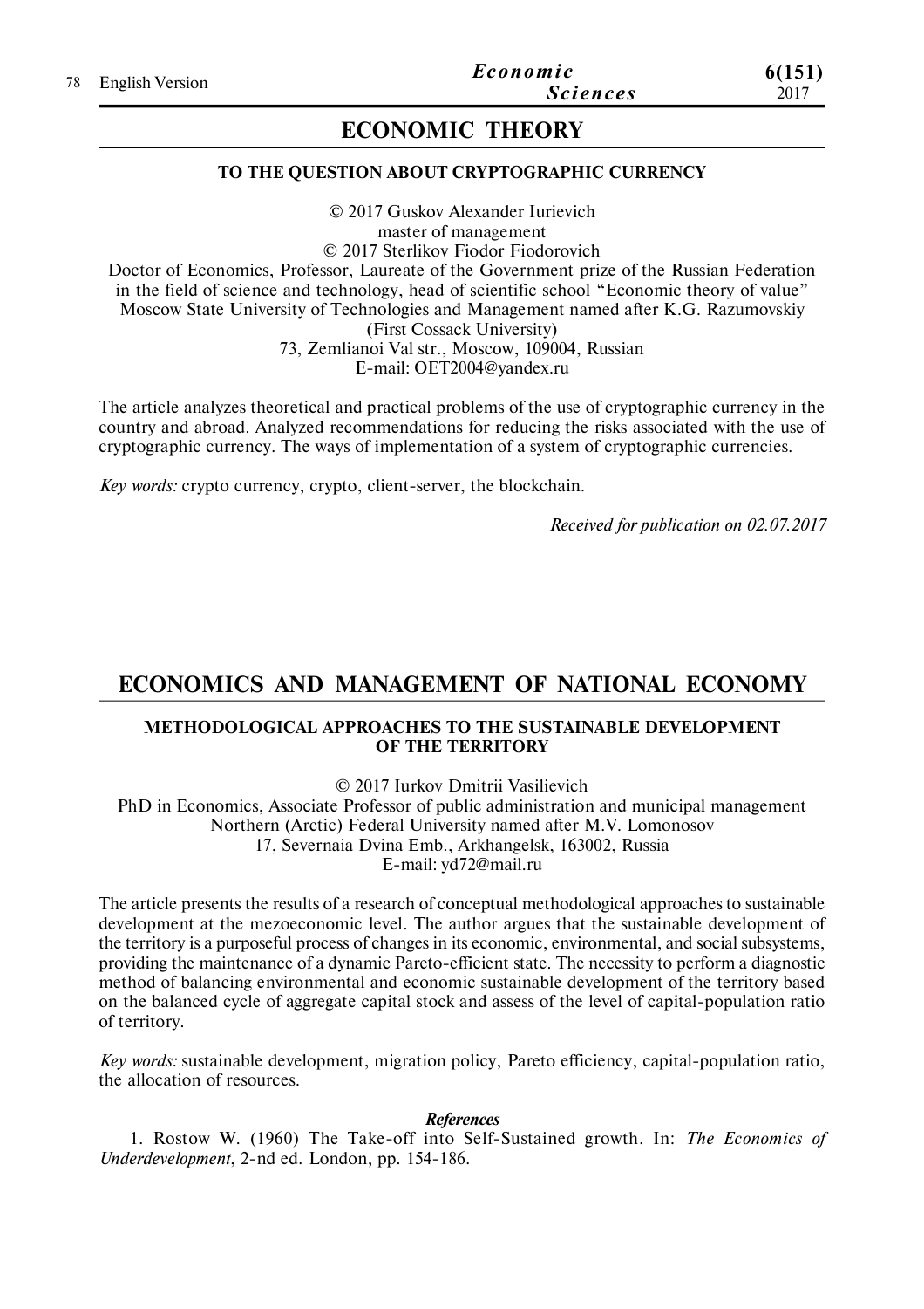## ECONOMIC THEORY

### TO THE QUESTION ABOUT CRYPTOGRAPHIC CURRENCY

© 2017 Guskov Alexander Iurievich
master of management
© 2017 Sterlikov Fiodor Fiodorovich
Doctor of Economics, Professor, Laureate of the Government prize of the Russian Federation in the field of science and technology, head of scientific school "Economic theory of value"
Moscow State University of Technologies and Management named after K.G. Razumovskiy
(First Cossack University)
73, Zemlianoi Val str., Moscow, 109004, Russian
E-mail: OET2004@yandex.ru

The article analyzes theoretical and practical problems of the use of cryptographic currency in the country and abroad. Analyzed recommendations for reducing the risks associated with the use of cryptographic currency. The ways of implementation of a system of cryptographic currencies.

*Key words:* crypto currency, crypto, client-server, the blockchain.

*Received for publication on 02.07.2017*

## ECONOMICS AND MANAGEMENT OF NATIONAL ECONOMY

### METHODOLOGICAL APPROACHES TO THE SUSTAINABLE DEVELOPMENT OF THE TERRITORY

© 2017 Iurkov Dmitrii Vasilievich
PhD in Economics, Associate Professor of public administration and municipal management
Northern (Arctic) Federal University named after M.V. Lomonosov
17, Severnaia Dvina Emb., Arkhangelsk, 163002, Russia
E-mail: yd72@mail.ru

The article presents the results of a research of conceptual methodological approaches to sustainable development at the mezoeconomic level. The author argues that the sustainable development of the territory is a purposeful process of changes in its economic, environmental, and social subsystems, providing the maintenance of a dynamic Pareto-efficient state. The necessity to perform a diagnostic method of balancing environmental and economic sustainable development of the territory based on the balanced cycle of aggregate capital stock and assess of the level of capital-population ratio of territory.

*Key words:* sustainable development, migration policy, Pareto efficiency, capital-population ratio, the allocation of resources.

***References***

1. Rostow W. (1960) The Take-off into Self-Sustained growth. In: *The Economics of Underdevelopment*, 2-nd ed. London, pp. 154-186.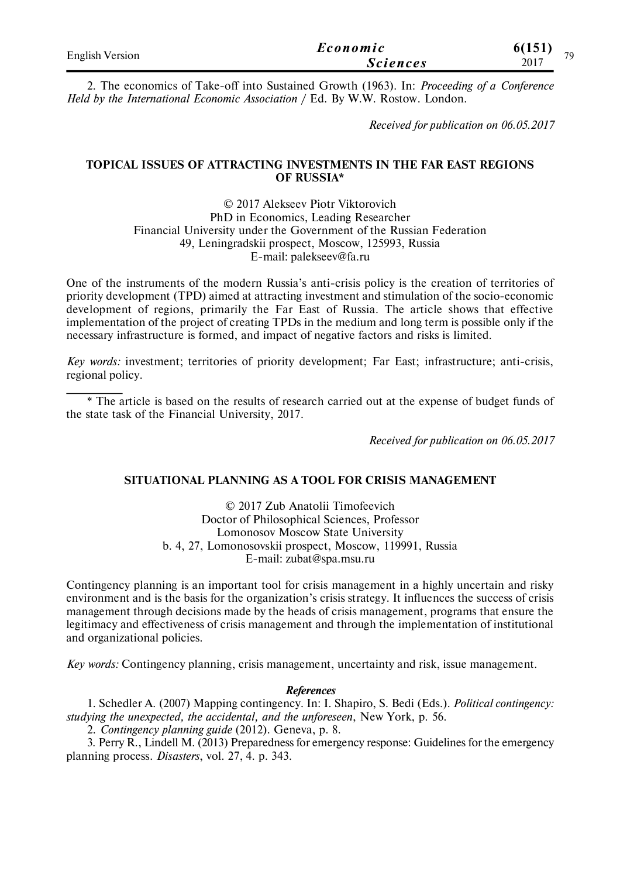2. The economics of Take-off into Sustained Growth (1963). In: *Proceeding of a Conference Held by the International Economic Association* / Ed. By W.W. Rostow. London.

*Received for publication on 06.05.2017*

## TOPICAL ISSUES OF ATTRACTING INVESTMENTS IN THE FAR EAST REGIONS OF RUSSIA*

© 2017 Alekseev Piotr Viktorovich
PhD in Economics, Leading Researcher
Financial University under the Government of the Russian Federation
49, Leningradskii prospect, Moscow, 125993, Russia
E-mail: palekseev@fa.ru

One of the instruments of the modern Russia's anti-crisis policy is the creation of territories of priority development (TPD) aimed at attracting investment and stimulation of the socio-economic development of regions, primarily the Far East of Russia. The article shows that effective implementation of the project of creating TPDs in the medium and long term is possible only if the necessary infrastructure is formed, and impact of negative factors and risks is limited.

*Key words:* investment; territories of priority development; Far East; infrastructure; anti-crisis, regional policy.

---

\* The article is based on the results of research carried out at the expense of budget funds of the state task of the Financial University, 2017.

*Received for publication on 06.05.2017*

## SITUATIONAL PLANNING AS A TOOL FOR CRISIS MANAGEMENT

© 2017 Zub Anatolii Timofeevich
Doctor of Philosophical Sciences, Professor
Lomonosov Moscow State University
b. 4, 27, Lomonosovskii prospect, Moscow, 119991, Russia
E-mail: zubat@spa.msu.ru

Contingency planning is an important tool for crisis management in a highly uncertain and risky environment and is the basis for the organization's crisis strategy. It influences the success of crisis management through decisions made by the heads of crisis management, programs that ensure the legitimacy and effectiveness of crisis management and through the implementation of institutional and organizational policies.

*Key words:* Contingency planning, crisis management, uncertainty and risk, issue management.

***References***

1. Schedler A. (2007) Mapping contingency. In: I. Shapiro, S. Bedi (Eds.). *Political contingency: studying the unexpected, the accidental, and the unforeseen*, New York, p. 56.
2. *Contingency planning guide* (2012). Geneva, p. 8.
3. Perry R., Lindell M. (2013) Preparedness for emergency response: Guidelines for the emergency planning process. *Disasters*, vol. 27, 4. p. 343.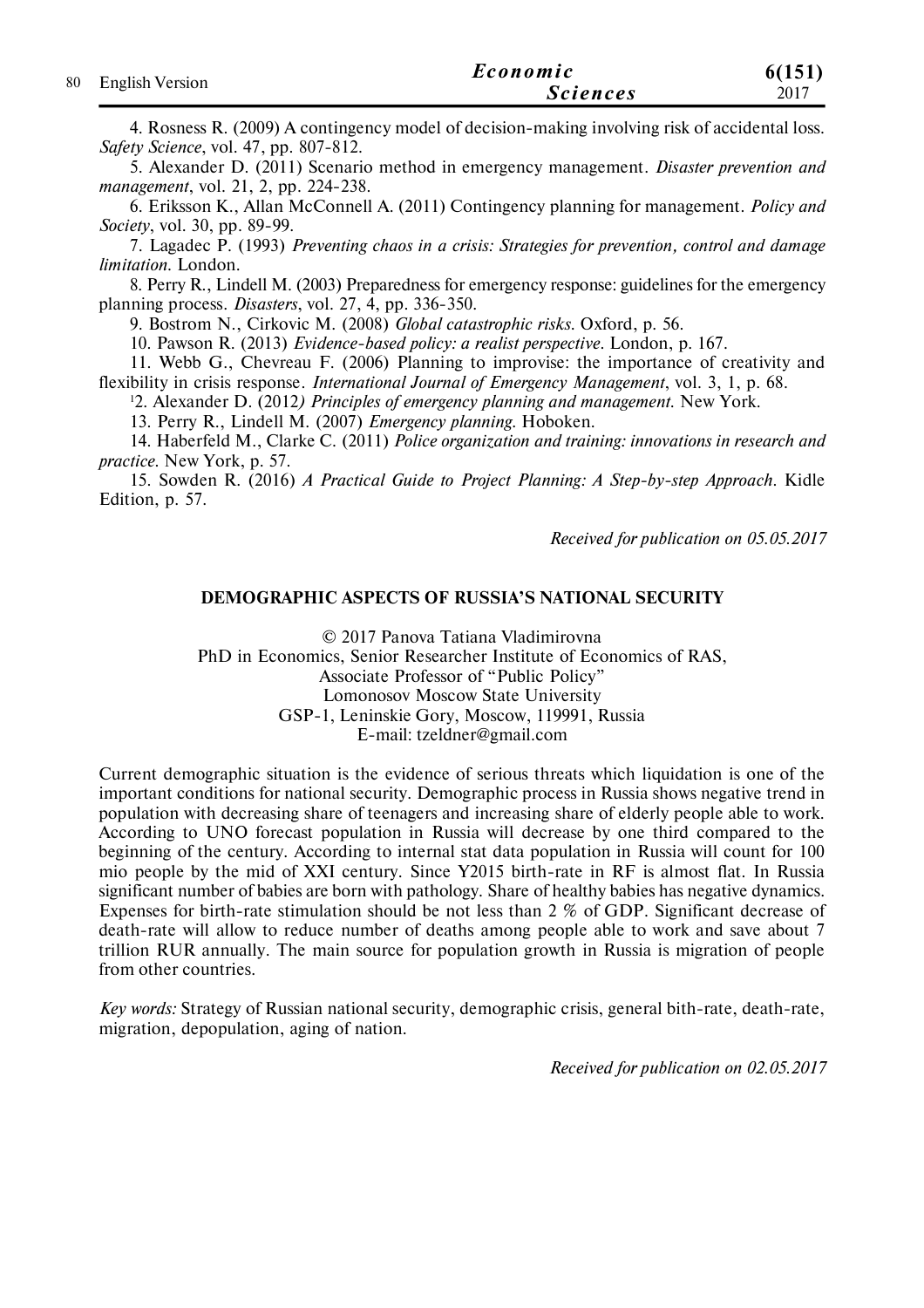4. Rosness R. (2009) A contingency model of decision-making involving risk of accidental loss. *Safety Science*, vol. 47, pp. 807-812.

5. Alexander D. (2011) Scenario method in emergency management. *Disaster prevention and management*, vol. 21, 2, pp. 224-238.

6. Eriksson K., Allan McConnell A. (2011) Contingency planning for management. *Policy and Society*, vol. 30, pp. 89-99.

7. Lagadec P. (1993) *Preventing chaos in a crisis: Strategies for prevention, control and damage limitation*. London.

8. Perry R., Lindell M. (2003) Preparedness for emergency response: guidelines for the emergency planning process. *Disasters*, vol. 27, 4, pp. 336-350.

9. Bostrom N., Cirkovic M. (2008) *Global catastrophic risks*. Oxford, p. 56.

10. Pawson R. (2013) *Evidence-based policy: a realist perspective*. London, p. 167.

11. Webb G., Chevreau F. (2006) Planning to improvise: the importance of creativity and flexibility in crisis response. *International Journal of Emergency Management*, vol. 3, 1, p. 68.

12. Alexander D. (2012*) Principles of emergency planning and management*. New York.

13. Perry R., Lindell M. (2007) *Emergency planning*. Hoboken.

14. Haberfeld M., Clarke C. (2011) *Police organization and training: innovations in research and practice*. New York, p. 57.

15. Sowden R. (2016) *A Practical Guide to Project Planning: A Step-by-step Approach*. Kidle Edition, p. 57.

*Received for publication on 05.05.2017*

## DEMOGRAPHIC ASPECTS OF RUSSIA'S NATIONAL SECURITY

© 2017 Panova Tatiana Vladimirovna
PhD in Economics, Senior Researcher Institute of Economics of RAS,
Associate Professor of "Public Policy"
Lomonosov Moscow State University
GSP-1, Leninskie Gory, Moscow, 119991, Russia
E-mail: tzeldner@gmail.com

Current demographic situation is the evidence of serious threats which liquidation is one of the important conditions for national security. Demographic process in Russia shows negative trend in population with decreasing share of teenagers and increasing share of elderly people able to work. According to UNO forecast population in Russia will decrease by one third compared to the beginning of the century. According to internal stat data population in Russia will count for 100 mio people by the mid of XXI century. Since Y2015 birth-rate in RF is almost flat. In Russia significant number of babies are born with pathology. Share of healthy babies has negative dynamics. Expenses for birth-rate stimulation should be not less than 2 % of GDP. Significant decrease of death-rate will allow to reduce number of deaths among people able to work and save about 7 trillion RUR annually. The main source for population growth in Russia is migration of people from other countries.

*Key words:* Strategy of Russian national security, demographic crisis, general bith-rate, death-rate, migration, depopulation, aging of nation.

*Received for publication on 02.05.2017*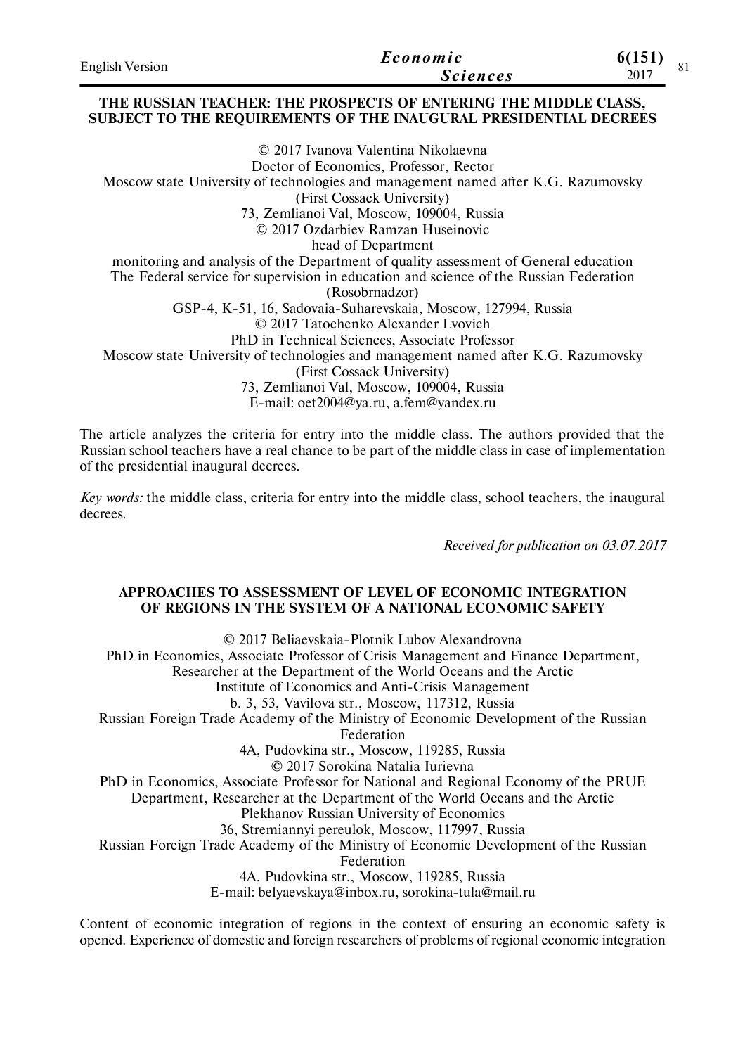## THE RUSSIAN TEACHER: THE PROSPECTS OF ENTERING THE MIDDLE CLASS, SUBJECT TO THE REQUIREMENTS OF THE INAUGURAL PRESIDENTIAL DECREES

© 2017 Ivanova Valentina Nikolaevna
Doctor of Economics, Professor, Rector
Moscow state University of technologies and management named after K.G. Razumovsky
(First Cossack University)
73, Zemlianoi Val, Moscow, 109004, Russia
© 2017 Ozdarbiev Ramzan Huseinovic
head of Department
monitoring and analysis of the Department of quality assessment of General education
The Federal service for supervision in education and science of the Russian Federation
(Rosobrnadzor)
GSP-4, K-51, 16, Sadovaia-Suharevskaia, Moscow, 127994, Russia
© 2017 Tatochenko Alexander Lvovich
PhD in Technical Sciences, Associate Professor
Moscow state University of technologies and management named after K.G. Razumovsky
(First Cossack University)
73, Zemlianoi Val, Moscow, 109004, Russia
E-mail: oet2004@ya.ru, a.fem@yandex.ru

The article analyzes the criteria for entry into the middle class. The authors provided that the Russian school teachers have a real chance to be part of the middle class in case of implementation of the presidential inaugural decrees.

*Key words:* the middle class, criteria for entry into the middle class, school teachers, the inaugural decrees.

*Received for publication on 03.07.2017*

## APPROACHES TO ASSESSMENT OF LEVEL OF ECONOMIC INTEGRATION OF REGIONS IN THE SYSTEM OF A NATIONAL ECONOMIC SAFETY

© 2017 Beliaevskaia-Plotnik Lubov Alexandrovna
PhD in Economics, Associate Professor of Crisis Management and Finance Department,
Researcher at the Department of the World Oceans and the Arctic
Institute of Economics and Anti-Crisis Management
b. 3, 53, Vavilova str., Moscow, 117312, Russia
Russian Foreign Trade Academy of the Ministry of Economic Development of the Russian Federation
4A, Pudovkina str., Moscow, 119285, Russia
© 2017 Sorokina Natalia Iurievna
PhD in Economics, Associate Professor for National and Regional Economy of the PRUE Department, Researcher at the Department of the World Oceans and the Arctic
Plekhanov Russian University of Economics
36, Stremiannyi pereulok, Moscow, 117997, Russia
Russian Foreign Trade Academy of the Ministry of Economic Development of the Russian Federation
4A, Pudovkina str., Moscow, 119285, Russia
E-mail: belyaevskaya@inbox.ru, sorokina-tula@mail.ru

Content of economic integration of regions in the context of ensuring an economic safety is opened. Experience of domestic and foreign researchers of problems of regional economic integration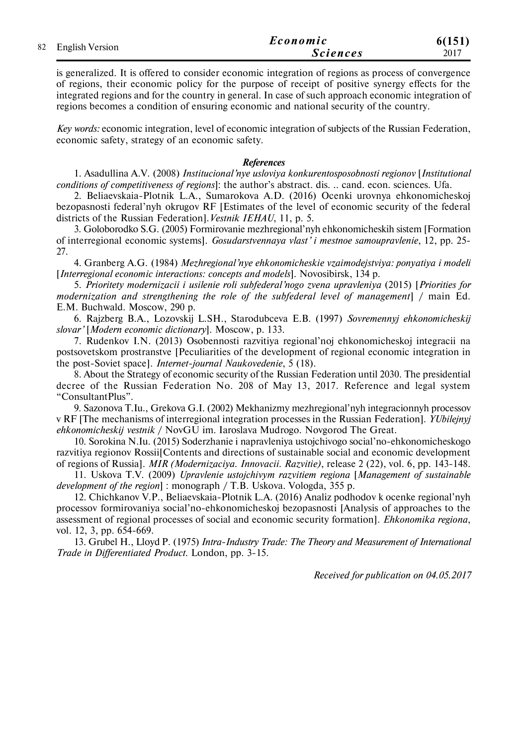is generalized. It is offered to consider economic integration of regions as process of convergence of regions, their economic policy for the purpose of receipt of positive synergy effects for the integrated regions and for the country in general. In case of such approach economic integration of regions becomes a condition of ensuring economic and national security of the country.

*Key words:* economic integration, level of economic integration of subjects of the Russian Federation, economic safety, strategy of an economic safety.

***References***

1. Asadullina A.V. (2008) *Institucional'nye usloviya konkurentosposobnosti regionov* [*Institutional conditions of competitiveness of regions*]: the author's abstract. dis. .. cand. econ. sciences. Ufa.

2. Beliaevskaia-Plotnik L.A., Sumarokova A.D. (2016) Ocenki urovnya ehkonomicheskoj bezopasnosti federal'nyh okrugov RF [Estimates of the level of economic security of the federal districts of the Russian Federation]. *Vestnik IEHAU*, 11, p. 5.

3. Goloborodko S.G. (2005) Formirovanie mezhregional'nyh ehkonomicheskih sistem [Formation of interregional economic systems]. *Gosudarstvennaya vlast' i mestnoe samoupravlenie*, 12, pp. 25-27.

4. Granberg A.G. (1984) *Mezhregional'nye ehkonomicheskie vzaimodejstviya: ponyatiya i modeli* [*Interregional economic interactions: concepts and models*]. Novosibirsk, 134 p.

5. *Prioritety modernizacii i usilenie roli subfederal'nogo zvena upravleniya* (2015) [*Priorities for modernization and strengthening the role of the subfederal level of management*] / main Ed. E.M. Buchwald. Moscow, 290 p.

6. Rajzberg B.A., Lozovskij L.SH., Starodubceva E.B. (1997) *Sovremennyj ehkonomicheskij slovar'* [*Modern economic dictionary*]. Moscow, p. 133.

7. Rudenkov I.N. (2013) Osobennosti razvitiya regional'noj ehkonomicheskoj integracii na postsovetskom prostranstve [Peculiarities of the development of regional economic integration in the post-Soviet space]. *Internet-journal Naukovedenie*, 5 (18).

8. About the Strategy of economic security of the Russian Federation until 2030. The presidential decree of the Russian Federation No. 208 of May 13, 2017. Reference and legal system "ConsultantPlus".

9. Sazonova T.Iu., Grekova G.I. (2002) Mekhanizmy mezhregional'nyh integracionnyh processov v RF [The mechanisms of interregional integration processes in the Russian Federation]. *YUbilejnyj ehkonomicheskij vestnik* / NovGU im. Iaroslava Mudrogo. Novgorod The Great.

10. Sorokina N.Iu. (2015) Soderzhanie i napravleniya ustojchivogo social'no-ehkonomicheskogo razvitiya regionov Rossii[Contents and directions of sustainable social and economic development of regions of Russia]. *MIR (Modernizaciya. Innovacii. Razvitie)*, release 2 (22), vol. 6, pp. 143-148.

11. Uskova T.V. (2009) *Upravlenie ustojchivym razvitiem regiona* [*Management of sustainable development of the region*] : monograph / T.B. Uskova. Vologda, 355 p.

12. Chichkanov V.P., Beliaevskaia-Plotnik L.A. (2016) Analiz podhodov k ocenke regional'nyh processov formirovaniya social'no-ehkonomicheskoj bezopasnosti [Analysis of approaches to the assessment of regional processes of social and economic security formation]. *Ehkonomika regiona*, vol. 12, 3, pp. 654-669.

13. Grubel H., Lloyd P. (1975) *Intra-Industry Trade: The Theory and Measurement of International Trade in Differentiated Product*. London, pp. 3-15.

*Received for publication on 04.05.2017*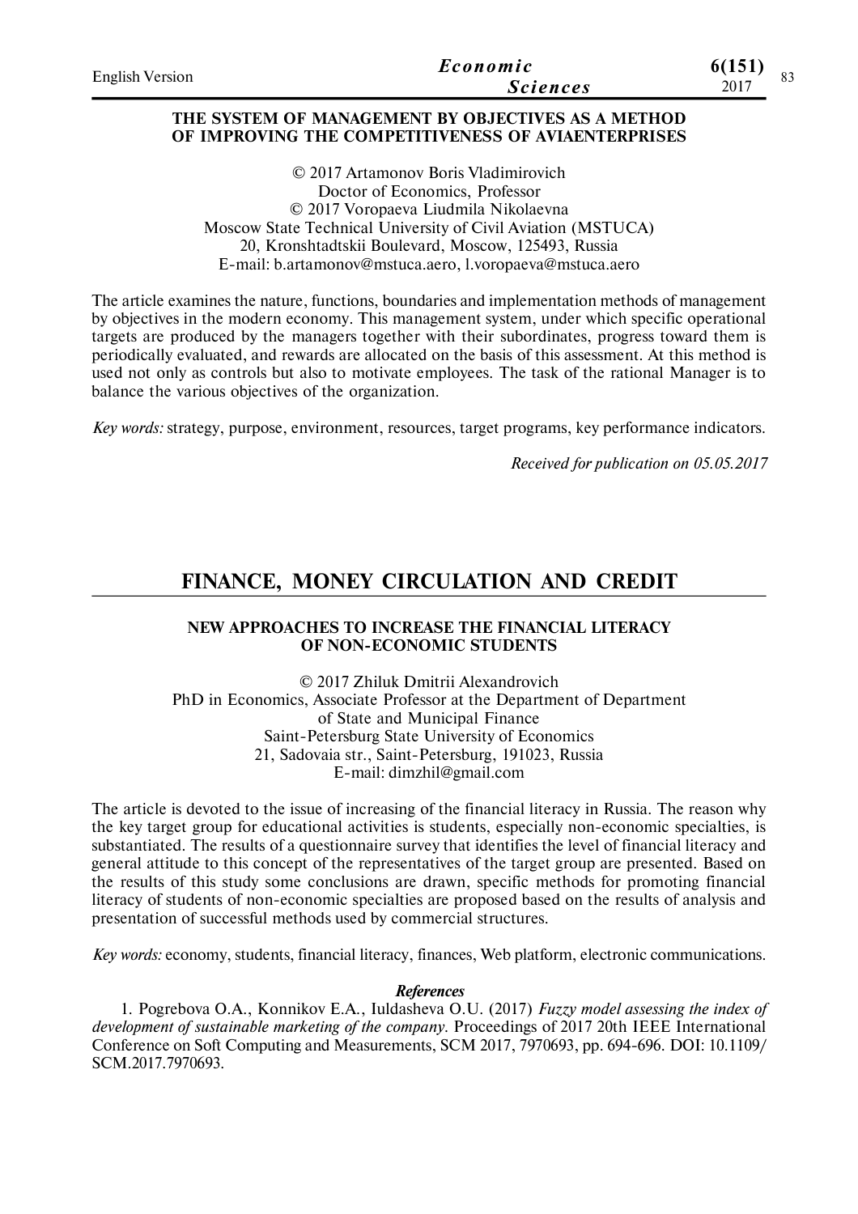### THE SYSTEM OF MANAGEMENT BY OBJECTIVES AS A METHOD OF IMPROVING THE COMPETITIVENESS OF AVIAENTERPRISES

© 2017 Artamonov Boris Vladimirovich
Doctor of Economics, Professor
© 2017 Voropaeva Liudmila Nikolaevna
Moscow State Technical University of Civil Aviation (MSTUCA)
20, Kronshtadtskii Boulevard, Moscow, 125493, Russia
E-mail: b.artamonov@mstuca.aero, l.voropaeva@mstuca.aero

The article examines the nature, functions, boundaries and implementation methods of management by objectives in the modern economy. This management system, under which specific operational targets are produced by the managers together with their subordinates, progress toward them is periodically evaluated, and rewards are allocated on the basis of this assessment. At this method is used not only as controls but also to motivate employees. The task of the rational Manager is to balance the various objectives of the organization.

*Key words:* strategy, purpose, environment, resources, target programs, key performance indicators.

*Received for publication on 05.05.2017*

## FINANCE, MONEY CIRCULATION AND CREDIT

### NEW APPROACHES TO INCREASE THE FINANCIAL LITERACY OF NON-ECONOMIC STUDENTS

© 2017 Zhiluk Dmitrii Alexandrovich
PhD in Economics, Associate Professor at the Department of Department of State and Municipal Finance
Saint-Petersburg State University of Economics
21, Sadovaia str., Saint-Petersburg, 191023, Russia
E-mail: dimzhil@gmail.com

The article is devoted to the issue of increasing of the financial literacy in Russia. The reason why the key target group for educational activities is students, especially non-economic specialties, is substantiated. The results of a questionnaire survey that identifies the level of financial literacy and general attitude to this concept of the representatives of the target group are presented. Based on the results of this study some conclusions are drawn, specific methods for promoting financial literacy of students of non-economic specialties are proposed based on the results of analysis and presentation of successful methods used by commercial structures.

*Key words:* economy, students, financial literacy, finances, Web platform, electronic communications.

***References***

1. Pogrebova O.A., Konnikov E.A., Iuldasheva O.U. (2017) *Fuzzy model assessing the index of development of sustainable marketing of the company.* Proceedings of 2017 20th IEEE International Conference on Soft Computing and Measurements, SCM 2017, 7970693, pp. 694-696. DOI: 10.1109/SCM.2017.7970693.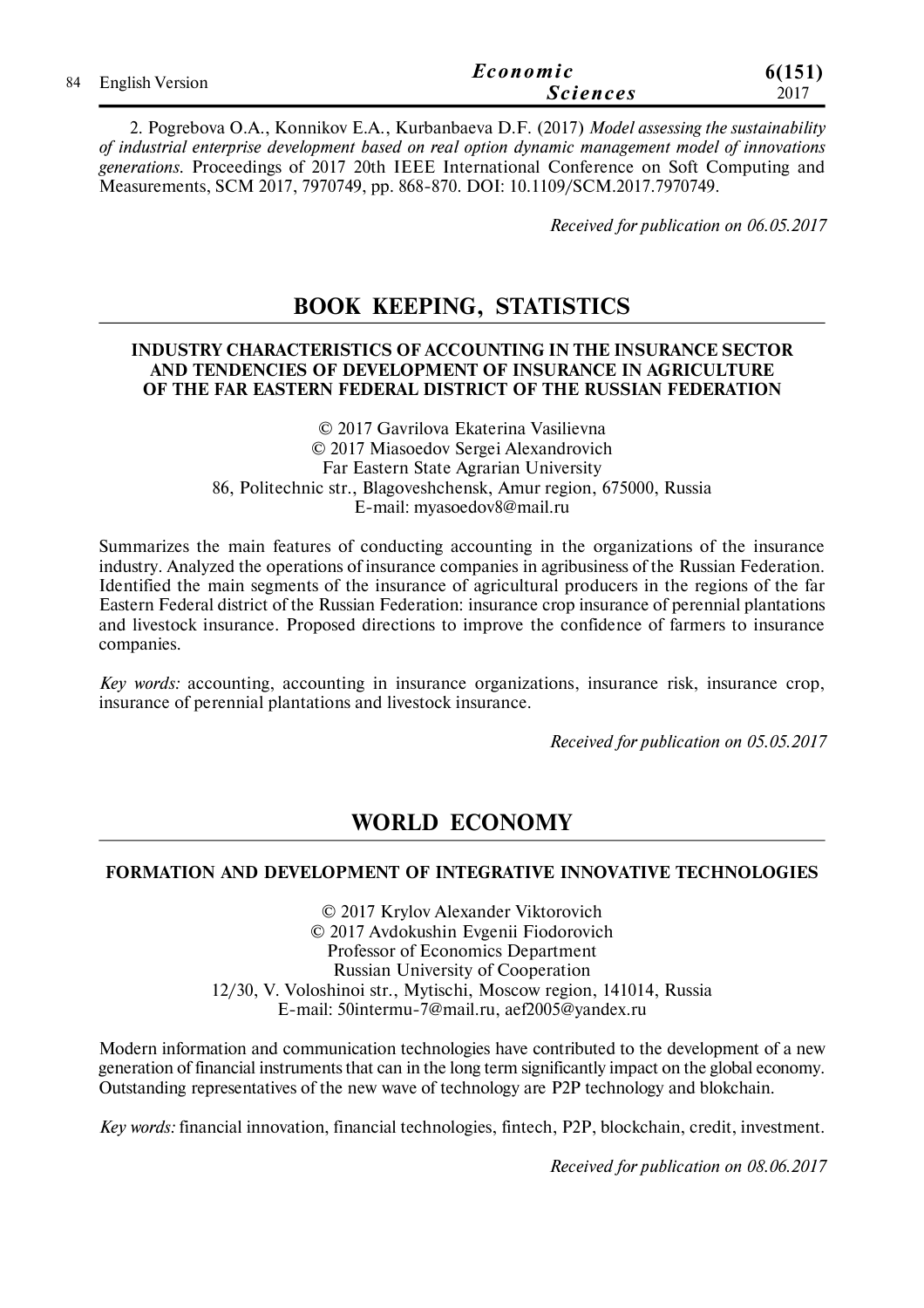2. Pogrebova O.A., Konnikov E.A., Kurbanbaeva D.F. (2017) *Model assessing the sustainability of industrial enterprise development based on real option dynamic management model of innovations generations.* Proceedings of 2017 20th IEEE International Conference on Soft Computing and Measurements, SCM 2017, 7970749, pp. 868-870. DOI: 10.1109/SCM.2017.7970749.

*Received for publication on 06.05.2017*

## BOOK KEEPING, STATISTICS

### INDUSTRY CHARACTERISTICS OF ACCOUNTING IN THE INSURANCE SECTOR AND TENDENCIES OF DEVELOPMENT OF INSURANCE IN AGRICULTURE OF THE FAR EASTERN FEDERAL DISTRICT OF THE RUSSIAN FEDERATION

© 2017 Gavrilova Ekaterina Vasilievna
© 2017 Miasoedov Sergei Alexandrovich
Far Eastern State Agrarian University
86, Politechnic str., Blagoveshchensk, Amur region, 675000, Russia
E-mail: myasoedov8@mail.ru

Summarizes the main features of conducting accounting in the organizations of the insurance industry. Analyzed the operations of insurance companies in agribusiness of the Russian Federation. Identified the main segments of the insurance of agricultural producers in the regions of the far Eastern Federal district of the Russian Federation: insurance crop insurance of perennial plantations and livestock insurance. Proposed directions to improve the confidence of farmers to insurance companies.

*Key words:* accounting, accounting in insurance organizations, insurance risk, insurance crop, insurance of perennial plantations and livestock insurance.

*Received for publication on 05.05.2017*

## WORLD ECONOMY

### FORMATION AND DEVELOPMENT OF INTEGRATIVE INNOVATIVE TECHNOLOGIES

© 2017 Krylov Alexander Viktorovich
© 2017 Avdokushin Evgenii Fiodorovich
Professor of Economics Department
Russian University of Cooperation
12/30, V. Voloshinoi str., Mytischi, Moscow region, 141014, Russia
E-mail: 50intermu-7@mail.ru, aef2005@yandex.ru

Modern information and communication technologies have contributed to the development of a new generation of financial instruments that can in the long term significantly impact on the global economy. Outstanding representatives of the new wave of technology are P2P technology and blokchain.

*Key words:* financial innovation, financial technologies, fintech, P2P, blockchain, credit, investment.

*Received for publication on 08.06.2017*